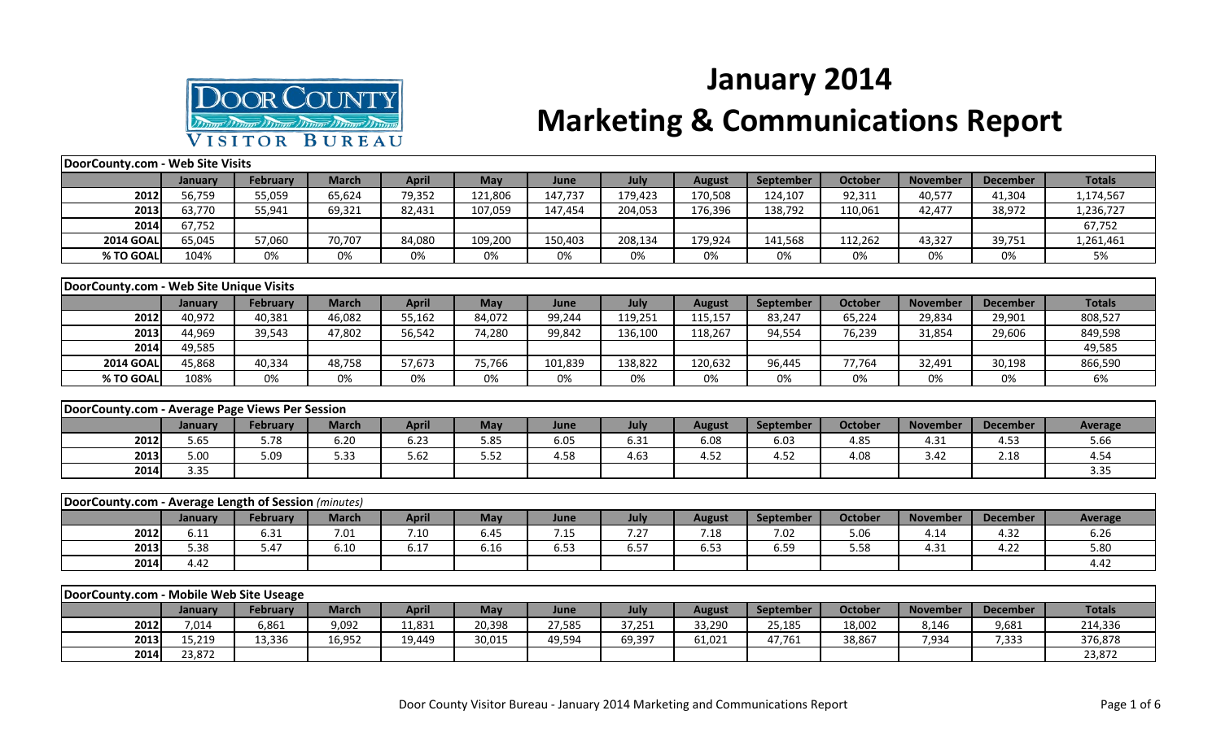# January 2014
# Marketing & Communications Report

| DoorCounty.com - Web Site Visits | | | | | | | | | | | | | |
|---|---|---|---|---|---|---|---|---|---|---|---|---|---|
| | January | February | March | April | May | June | July | August | September | October | November | December | Totals |
| 2012 | 56,759 | 55,059 | 65,624 | 79,352 | 121,806 | 147,737 | 179,423 | 170,508 | 124,107 | 92,311 | 40,577 | 41,304 | 1,174,567 |
| 2013 | 63,770 | 55,941 | 69,321 | 82,431 | 107,059 | 147,454 | 204,053 | 176,396 | 138,792 | 110,061 | 42,477 | 38,972 | 1,236,727 |
| 2014 | 67,752 | | | | | | | | | | | | 67,752 |
| 2014 GOAL | 65,045 | 57,060 | 70,707 | 84,080 | 109,200 | 150,403 | 208,134 | 179,924 | 141,568 | 112,262 | 43,327 | 39,751 | 1,261,461 |
| % TO GOAL | 104% | 0% | 0% | 0% | 0% | 0% | 0% | 0% | 0% | 0% | 0% | 0% | 5% |

| DoorCounty.com - Web Site Unique Visits | | | | | | | | | | | | | |
|---|---|---|---|---|---|---|---|---|---|---|---|---|---|
| | January | February | March | April | May | June | July | August | September | October | November | December | Totals |
| 2012 | 40,972 | 40,381 | 46,082 | 55,162 | 84,072 | 99,244 | 119,251 | 115,157 | 83,247 | 65,224 | 29,834 | 29,901 | 808,527 |
| 2013 | 44,969 | 39,543 | 47,802 | 56,542 | 74,280 | 99,842 | 136,100 | 118,267 | 94,554 | 76,239 | 31,854 | 29,606 | 849,598 |
| 2014 | 49,585 | | | | | | | | | | | | 49,585 |
| 2014 GOAL | 45,868 | 40,334 | 48,758 | 57,673 | 75,766 | 101,839 | 138,822 | 120,632 | 96,445 | 77,764 | 32,491 | 30,198 | 866,590 |
| % TO GOAL | 108% | 0% | 0% | 0% | 0% | 0% | 0% | 0% | 0% | 0% | 0% | 0% | 6% |

| DoorCounty.com - Average Page Views Per Session | | | | | | | | | | | | | |
|---|---|---|---|---|---|---|---|---|---|---|---|---|---|
| | January | February | March | April | May | June | July | August | September | October | November | December | Average |
| 2012 | 5.65 | 5.78 | 6.20 | 6.23 | 5.85 | 6.05 | 6.31 | 6.08 | 6.03 | 4.85 | 4.31 | 4.53 | 5.66 |
| 2013 | 5.00 | 5.09 | 5.33 | 5.62 | 5.52 | 4.58 | 4.63 | 4.52 | 4.52 | 4.08 | 3.42 | 2.18 | 4.54 |
| 2014 | 3.35 | | | | | | | | | | | | 3.35 |

| DoorCounty.com - Average Length of Session *(minutes)* | | | | | | | | | | | | | |
|---|---|---|---|---|---|---|---|---|---|---|---|---|---|
| | January | February | March | April | May | June | July | August | September | October | November | December | Average |
| 2012 | 6.11 | 6.31 | 7.01 | 7.10 | 6.45 | 7.15 | 7.27 | 7.18 | 7.02 | 5.06 | 4.14 | 4.32 | 6.26 |
| 2013 | 5.38 | 5.47 | 6.10 | 6.17 | 6.16 | 6.53 | 6.57 | 6.53 | 6.59 | 5.58 | 4.31 | 4.22 | 5.80 |
| 2014 | 4.42 | | | | | | | | | | | | 4.42 |

| DoorCounty.com - Mobile Web Site Useage | | | | | | | | | | | | | |
|---|---|---|---|---|---|---|---|---|---|---|---|---|---|
| | January | February | March | April | May | June | July | August | September | October | November | December | Totals |
| 2012 | 7,014 | 6,861 | 9,092 | 11,831 | 20,398 | 27,585 | 37,251 | 33,290 | 25,185 | 18,002 | 8,146 | 9,681 | 214,336 |
| 2013 | 15,219 | 13,336 | 16,952 | 19,449 | 30,015 | 49,594 | 69,397 | 61,021 | 47,761 | 38,867 | 7,934 | 7,333 | 376,878 |
| 2014 | 23,872 | | | | | | | | | | | | 23,872 |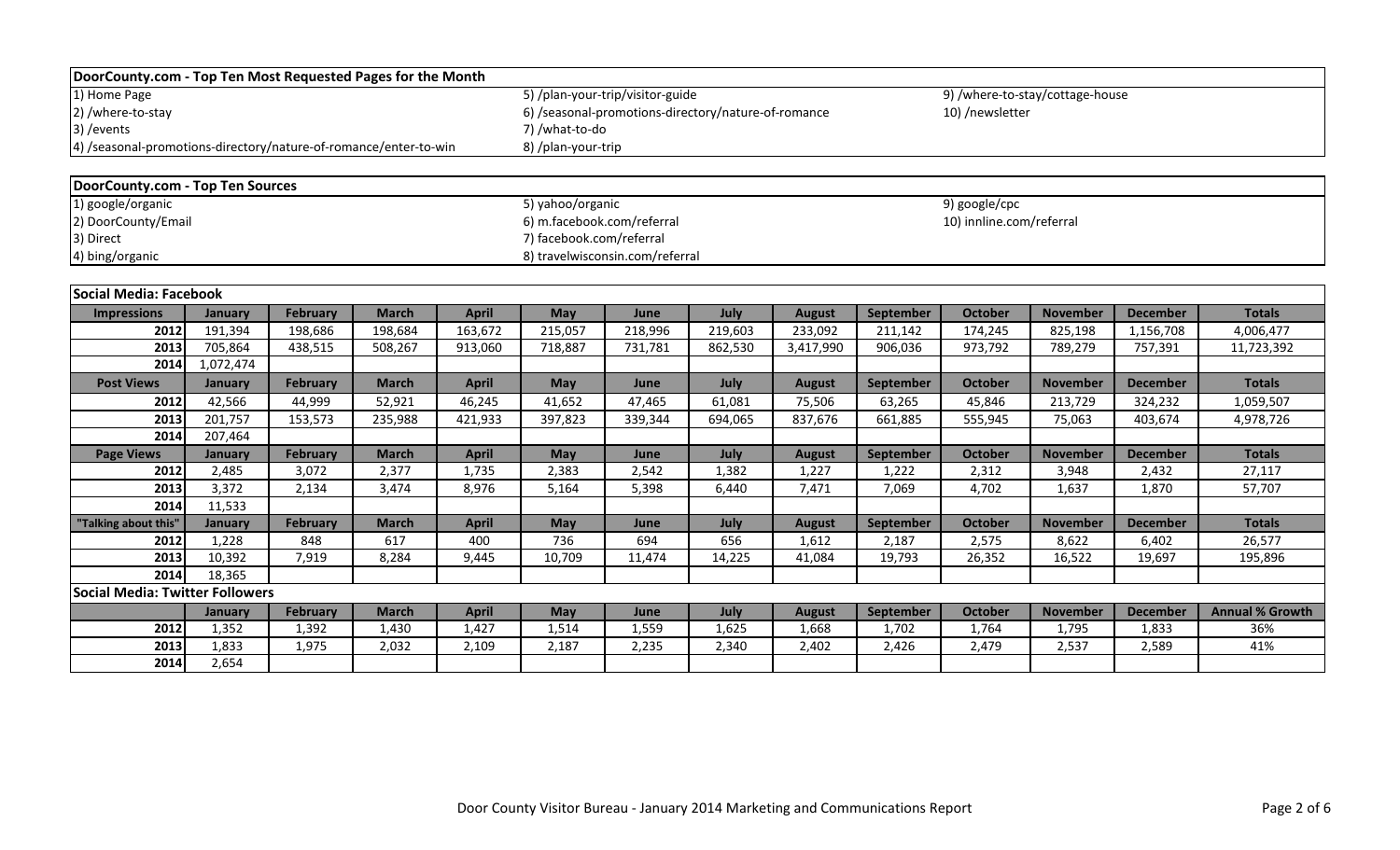## DoorCounty.com - Top Ten Most Requested Pages for the Month

1) Home Page
2) /where-to-stay
3) /events
4) /seasonal-promotions-directory/nature-of-romance/enter-to-win
5) /plan-your-trip/visitor-guide
6) /seasonal-promotions-directory/nature-of-romance
7) /what-to-do
8) /plan-your-trip
9) /where-to-stay/cottage-house
10) /newsletter

## DoorCounty.com - Top Ten Sources

1) google/organic
2) DoorCounty/Email
3) Direct
4) bing/organic
5) yahoo/organic
6) m.facebook.com/referral
7) facebook.com/referral
8) travelwisconsin.com/referral
9) google/cpc
10) innline.com/referral

## Social Media: Facebook

| Impressions | January | February | March | April | May | June | July | August | September | October | November | December | Totals |
|---|---|---|---|---|---|---|---|---|---|---|---|---|---|
| 2012 | 191,394 | 198,686 | 198,684 | 163,672 | 215,057 | 218,996 | 219,603 | 233,092 | 211,142 | 174,245 | 825,198 | 1,156,708 | 4,006,477 |
| 2013 | 705,864 | 438,515 | 508,267 | 913,060 | 718,887 | 731,781 | 862,530 | 3,417,990 | 906,036 | 973,792 | 789,279 | 757,391 | 11,723,392 |
| 2014 | 1,072,474 | | | | | | | | | | | | |
| **Post Views** | **January** | **February** | **March** | **April** | **May** | **June** | **July** | **August** | **September** | **October** | **November** | **December** | **Totals** |
| 2012 | 42,566 | 44,999 | 52,921 | 46,245 | 41,652 | 47,465 | 61,081 | 75,506 | 63,265 | 45,846 | 213,729 | 324,232 | 1,059,507 |
| 2013 | 201,757 | 153,573 | 235,988 | 421,933 | 397,823 | 339,344 | 694,065 | 837,676 | 661,885 | 555,945 | 75,063 | 403,674 | 4,978,726 |
| 2014 | 207,464 | | | | | | | | | | | | |
| **Page Views** | **January** | **February** | **March** | **April** | **May** | **June** | **July** | **August** | **September** | **October** | **November** | **December** | **Totals** |
| 2012 | 2,485 | 3,072 | 2,377 | 1,735 | 2,383 | 2,542 | 1,382 | 1,227 | 1,222 | 2,312 | 3,948 | 2,432 | 27,117 |
| 2013 | 3,372 | 2,134 | 3,474 | 8,976 | 5,164 | 5,398 | 6,440 | 7,471 | 7,069 | 4,702 | 1,637 | 1,870 | 57,707 |
| 2014 | 11,533 | | | | | | | | | | | | |
| **"Talking about this"** | **January** | **February** | **March** | **April** | **May** | **June** | **July** | **August** | **September** | **October** | **November** | **December** | **Totals** |
| 2012 | 1,228 | 848 | 617 | 400 | 736 | 694 | 656 | 1,612 | 2,187 | 2,575 | 8,622 | 6,402 | 26,577 |
| 2013 | 10,392 | 7,919 | 8,284 | 9,445 | 10,709 | 11,474 | 14,225 | 41,084 | 19,793 | 26,352 | 16,522 | 19,697 | 195,896 |
| 2014 | 18,365 | | | | | | | | | | | | |

## Social Media: Twitter Followers

| | January | February | March | April | May | June | July | August | September | October | November | December | Annual % Growth |
|---|---|---|---|---|---|---|---|---|---|---|---|---|---|
| 2012 | 1,352 | 1,392 | 1,430 | 1,427 | 1,514 | 1,559 | 1,625 | 1,668 | 1,702 | 1,764 | 1,795 | 1,833 | 36% |
| 2013 | 1,833 | 1,975 | 2,032 | 2,109 | 2,187 | 2,235 | 2,340 | 2,402 | 2,426 | 2,479 | 2,537 | 2,589 | 41% |
| 2014 | 2,654 | | | | | | | | | | | | |

Door County Visitor Bureau - January 2014 Marketing and Communications Report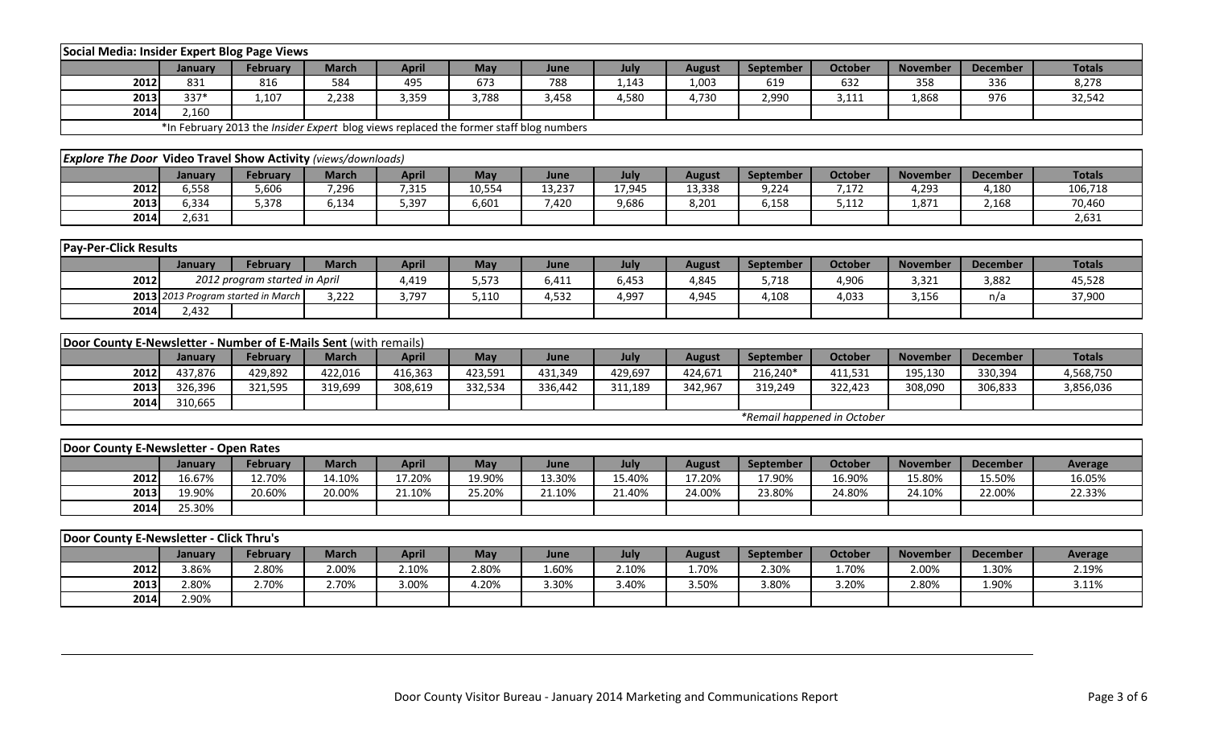## Social Media: Insider Expert Blog Page Views

| | January | February | March | April | May | June | July | August | September | October | November | December | Totals |
|---|---|---|---|---|---|---|---|---|---|---|---|---|---|
| 2012 | 831 | 816 | 584 | 495 | 673 | 788 | 1,143 | 1,003 | 619 | 632 | 358 | 336 | 8,278 |
| 2013 | 337* | 1,107 | 2,238 | 3,359 | 3,788 | 3,458 | 4,580 | 4,730 | 2,990 | 3,111 | 1,868 | 976 | 32,542 |
| 2014 | 2,160 | | | | | | | | | | | | |

*In February 2013 the *Insider Expert* blog views replaced the former staff blog numbers

## *Explore The Door* Video Travel Show Activity *(views/downloads)*

| | January | February | March | April | May | June | July | August | September | October | November | December | Totals |
|---|---|---|---|---|---|---|---|---|---|---|---|---|---|
| 2012 | 6,558 | 5,606 | 7,296 | 7,315 | 10,554 | 13,237 | 17,945 | 13,338 | 9,224 | 7,172 | 4,293 | 4,180 | 106,718 |
| 2013 | 6,334 | 5,378 | 6,134 | 5,397 | 6,601 | 7,420 | 9,686 | 8,201 | 6,158 | 5,112 | 1,871 | 2,168 | 70,460 |
| 2014 | 2,631 | | | | | | | | | | | | 2,631 |

## Pay-Per-Click Results

| | January | February | March | April | May | June | July | August | September | October | November | December | Totals |
|---|---|---|---|---|---|---|---|---|---|---|---|---|---|
| 2012 | *2012 program started in April* | | | 4,419 | 5,573 | 6,411 | 6,453 | 4,845 | 5,718 | 4,906 | 3,321 | 3,882 | 45,528 |
| 2013 | *2013 Program started in March* | | 3,222 | 3,797 | 5,110 | 4,532 | 4,997 | 4,945 | 4,108 | 4,033 | 3,156 | n/a | 37,900 |
| 2014 | 2,432 | | | | | | | | | | | | |

## Door County E-Newsletter - Number of E-Mails Sent (with remails)

| | January | February | March | April | May | June | July | August | September | October | November | December | Totals |
|---|---|---|---|---|---|---|---|---|---|---|---|---|---|
| 2012 | 437,876 | 429,892 | 422,016 | 416,363 | 423,591 | 431,349 | 429,697 | 424,671 | 216,240* | 411,531 | 195,130 | 330,394 | 4,568,750 |
| 2013 | 326,396 | 321,595 | 319,699 | 308,619 | 332,534 | 336,442 | 311,189 | 342,967 | 319,249 | 322,423 | 308,090 | 306,833 | 3,856,036 |
| 2014 | 310,665 | | | | | | | | | | | | |

*Remail happened in October*

## Door County E-Newsletter - Open Rates

| | January | February | March | April | May | June | July | August | September | October | November | December | Average |
|---|---|---|---|---|---|---|---|---|---|---|---|---|---|
| 2012 | 16.67% | 12.70% | 14.10% | 17.20% | 19.90% | 13.30% | 15.40% | 17.20% | 17.90% | 16.90% | 15.80% | 15.50% | 16.05% |
| 2013 | 19.90% | 20.60% | 20.00% | 21.10% | 25.20% | 21.10% | 21.40% | 24.00% | 23.80% | 24.80% | 24.10% | 22.00% | 22.33% |
| 2014 | 25.30% | | | | | | | | | | | | |

## Door County E-Newsletter - Click Thru's

| | January | February | March | April | May | June | July | August | September | October | November | December | Average |
|---|---|---|---|---|---|---|---|---|---|---|---|---|---|
| 2012 | 3.86% | 2.80% | 2.00% | 2.10% | 2.80% | 1.60% | 2.10% | 1.70% | 2.30% | 1.70% | 2.00% | 1.30% | 2.19% |
| 2013 | 2.80% | 2.70% | 2.70% | 3.00% | 4.20% | 3.30% | 3.40% | 3.50% | 3.80% | 3.20% | 2.80% | 1.90% | 3.11% |
| 2014 | 2.90% | | | | | | | | | | | | |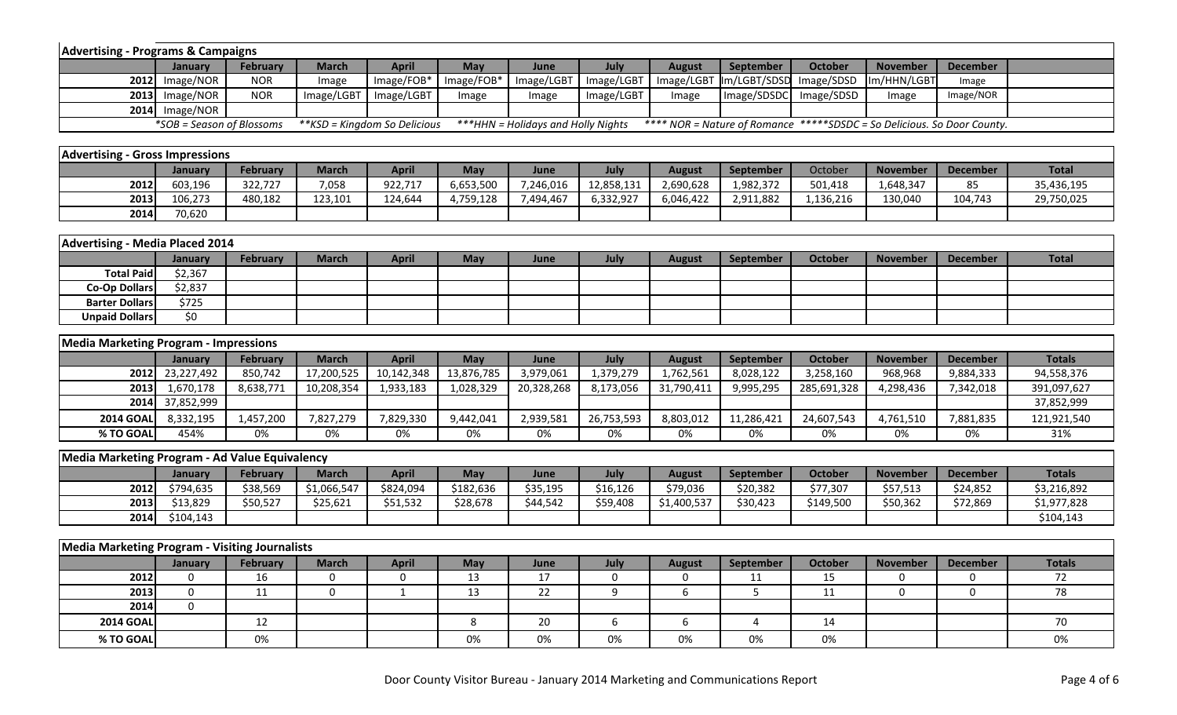## Advertising - Programs & Campaigns

| | January | February | March | April | May | June | July | August | September | October | November | December | |
|---|---|---|---|---|---|---|---|---|---|---|---|---|---|
| 2012 | Image/NOR | NOR | Image | Image/FOB* | Image/FOB* | Image/LGBT | Image/LGBT | Image/LGBT | Im/LGBT/SDSD | Image/SDSD | Im/HHN/LGBT | Image | |
| 2013 | Image/NOR | NOR | Image/LGBT | Image/LGBT | Image | Image | Image/LGBT | Image | Image/SDSDC | Image/SDSD | Image | Image/NOR | |
| 2014 | Image/NOR | | | | | | | | | | | | |

*SOB = Season of Blossoms **KSD = Kingdom So Delicious ***HHN = Holidays and Holly Nights **** NOR = Nature of Romance *****SDSDC = So Delicious. So Door County.

## Advertising - Gross Impressions

| | January | February | March | April | May | June | July | August | September | October | November | December | Total |
|---|---|---|---|---|---|---|---|---|---|---|---|---|---|
| 2012 | 603,196 | 322,727 | 7,058 | 922,717 | 6,653,500 | 7,246,016 | 12,858,131 | 2,690,628 | 1,982,372 | 501,418 | 1,648,347 | 85 | 35,436,195 |
| 2013 | 106,273 | 480,182 | 123,101 | 124,644 | 4,759,128 | 7,494,467 | 6,332,927 | 6,046,422 | 2,911,882 | 1,136,216 | 130,040 | 104,743 | 29,750,025 |
| 2014 | 70,620 | | | | | | | | | | | | |

## Advertising - Media Placed 2014

| | January | February | March | April | May | June | July | August | September | October | November | December | Total |
|---|---|---|---|---|---|---|---|---|---|---|---|---|---|
| Total Paid | $2,367 | | | | | | | | | | | | |
| Co-Op Dollars | $2,837 | | | | | | | | | | | | |
| Barter Dollars | $725 | | | | | | | | | | | | |
| Unpaid Dollars | $0 | | | | | | | | | | | | |

## Media Marketing Program - Impressions

| | January | February | March | April | May | June | July | August | September | October | November | December | Totals |
|---|---|---|---|---|---|---|---|---|---|---|---|---|---|
| 2012 | 23,227,492 | 850,742 | 17,200,525 | 10,142,348 | 13,876,785 | 3,979,061 | 1,379,279 | 1,762,561 | 8,028,122 | 3,258,160 | 968,968 | 9,884,333 | 94,558,376 |
| 2013 | 1,670,178 | 8,638,771 | 10,208,354 | 1,933,183 | 1,028,329 | 20,328,268 | 8,173,056 | 31,790,411 | 9,995,295 | 285,691,328 | 4,298,436 | 7,342,018 | 391,097,627 |
| 2014 | 37,852,999 | | | | | | | | | | | | 37,852,999 |
| 2014 GOAL | 8,332,195 | 1,457,200 | 7,827,279 | 7,829,330 | 9,442,041 | 2,939,581 | 26,753,593 | 8,803,012 | 11,286,421 | 24,607,543 | 4,761,510 | 7,881,835 | 121,921,540 |
| % TO GOAL | 454% | 0% | 0% | 0% | 0% | 0% | 0% | 0% | 0% | 0% | 0% | 0% | 31% |

## Media Marketing Program - Ad Value Equivalency

| | January | February | March | April | May | June | July | August | September | October | November | December | Totals |
|---|---|---|---|---|---|---|---|---|---|---|---|---|---|
| 2012 | $794,635 | $38,569 | $1,066,547 | $824,094 | $182,636 | $35,195 | $16,126 | $79,036 | $20,382 | $77,307 | $57,513 | $24,852 | $3,216,892 |
| 2013 | $13,829 | $50,527 | $25,621 | $51,532 | $28,678 | $44,542 | $59,408 | $1,400,537 | $30,423 | $149,500 | $50,362 | $72,869 | $1,977,828 |
| 2014 | $104,143 | | | | | | | | | | | | $104,143 |

## Media Marketing Program - Visiting Journalists

| | January | February | March | April | May | June | July | August | September | October | November | December | Totals |
|---|---|---|---|---|---|---|---|---|---|---|---|---|---|
| 2012 | 0 | 16 | 0 | 0 | 13 | 17 | 0 | 0 | 11 | 15 | 0 | 0 | 72 |
| 2013 | 0 | 11 | 0 | 1 | 13 | 22 | 9 | 6 | 5 | 11 | 0 | 0 | 78 |
| 2014 | 0 | | | | | | | | | | | | |
| 2014 GOAL | | 12 | | | 8 | 20 | 6 | 6 | 4 | 14 | | | 70 |
| % TO GOAL | | 0% | | | 0% | 0% | 0% | 0% | 0% | 0% | | | 0% |

Door County Visitor Bureau - January 2014 Marketing and Communications Report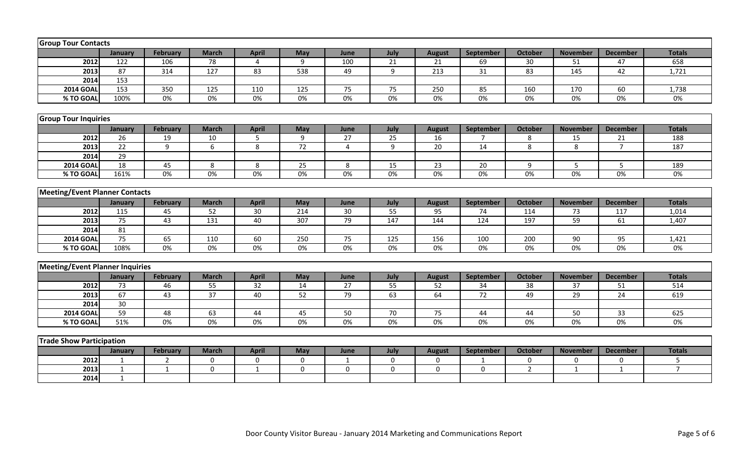**Group Tour Contacts**

| | January | February | March | April | May | June | July | August | September | October | November | December | Totals |
|---|---|---|---|---|---|---|---|---|---|---|---|---|---|
| 2012 | 122 | 106 | 78 | 4 | 9 | 100 | 21 | 21 | 69 | 30 | 51 | 47 | 658 |
| 2013 | 87 | 314 | 127 | 83 | 538 | 49 | 9 | 213 | 31 | 83 | 145 | 42 | 1,721 |
| 2014 | 153 | | | | | | | | | | | | |
| 2014 GOAL | 153 | 350 | 125 | 110 | 125 | 75 | 75 | 250 | 85 | 160 | 170 | 60 | 1,738 |
| % TO GOAL | 100% | 0% | 0% | 0% | 0% | 0% | 0% | 0% | 0% | 0% | 0% | 0% | 0% |

**Group Tour Inquiries**

| | January | February | March | April | May | June | July | August | September | October | November | December | Totals |
|---|---|---|---|---|---|---|---|---|---|---|---|---|---|
| 2012 | 26 | 19 | 10 | 5 | 9 | 27 | 25 | 16 | 7 | 8 | 15 | 21 | 188 |
| 2013 | 22 | 9 | 6 | 8 | 72 | 4 | 9 | 20 | 14 | 8 | 8 | 7 | 187 |
| 2014 | 29 | | | | | | | | | | | | |
| 2014 GOAL | 18 | 45 | 8 | 8 | 25 | 8 | 15 | 23 | 20 | 9 | 5 | 5 | 189 |
| % TO GOAL | 161% | 0% | 0% | 0% | 0% | 0% | 0% | 0% | 0% | 0% | 0% | 0% | 0% |

**Meeting/Event Planner Contacts**

| | January | February | March | April | May | June | July | August | September | October | November | December | Totals |
|---|---|---|---|---|---|---|---|---|---|---|---|---|---|
| 2012 | 115 | 45 | 52 | 30 | 214 | 30 | 55 | 95 | 74 | 114 | 73 | 117 | 1,014 |
| 2013 | 75 | 43 | 131 | 40 | 307 | 79 | 147 | 144 | 124 | 197 | 59 | 61 | 1,407 |
| 2014 | 81 | | | | | | | | | | | | |
| 2014 GOAL | 75 | 65 | 110 | 60 | 250 | 75 | 125 | 156 | 100 | 200 | 90 | 95 | 1,421 |
| % TO GOAL | 108% | 0% | 0% | 0% | 0% | 0% | 0% | 0% | 0% | 0% | 0% | 0% | 0% |

**Meeting/Event Planner Inquiries**

| | January | February | March | April | May | June | July | August | September | October | November | December | Totals |
|---|---|---|---|---|---|---|---|---|---|---|---|---|---|
| 2012 | 73 | 46 | 55 | 32 | 14 | 27 | 55 | 52 | 34 | 38 | 37 | 51 | 514 |
| 2013 | 67 | 43 | 37 | 40 | 52 | 79 | 63 | 64 | 72 | 49 | 29 | 24 | 619 |
| 2014 | 30 | | | | | | | | | | | | |
| 2014 GOAL | 59 | 48 | 63 | 44 | 45 | 50 | 70 | 75 | 44 | 44 | 50 | 33 | 625 |
| % TO GOAL | 51% | 0% | 0% | 0% | 0% | 0% | 0% | 0% | 0% | 0% | 0% | 0% | 0% |

**Trade Show Participation**

| | January | February | March | April | May | June | July | August | September | October | November | December | Totals |
|---|---|---|---|---|---|---|---|---|---|---|---|---|---|
| 2012 | 1 | 2 | 0 | 0 | 0 | 1 | 0 | 0 | 1 | 0 | 0 | 0 | 5 |
| 2013 | 1 | 1 | 0 | 1 | 0 | 0 | 0 | 0 | 0 | 2 | 1 | 1 | 7 |
| 2014 | 1 | | | | | | | | | | | | |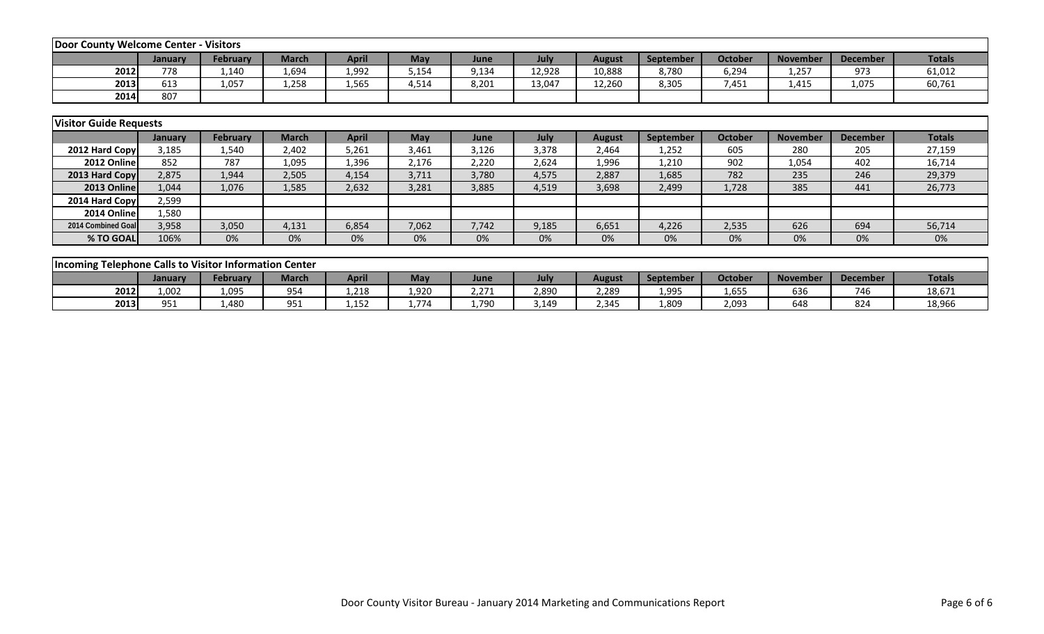| Door County Welcome Center - Visitors | | | | | | | | | | | | | |
|---|---|---|---|---|---|---|---|---|---|---|---|---|---|
| | January | February | March | April | May | June | July | August | September | October | November | December | Totals |
| 2012 | 778 | 1,140 | 1,694 | 1,992 | 5,154 | 9,134 | 12,928 | 10,888 | 8,780 | 6,294 | 1,257 | 973 | 61,012 |
| 2013 | 613 | 1,057 | 1,258 | 1,565 | 4,514 | 8,201 | 13,047 | 12,260 | 8,305 | 7,451 | 1,415 | 1,075 | 60,761 |
| 2014 | 807 | | | | | | | | | | | | |

| Visitor Guide Requests | | | | | | | | | | | | | |
|---|---|---|---|---|---|---|---|---|---|---|---|---|---|
| | January | February | March | April | May | June | July | August | September | October | November | December | Totals |
| 2012 Hard Copy | 3,185 | 1,540 | 2,402 | 5,261 | 3,461 | 3,126 | 3,378 | 2,464 | 1,252 | 605 | 280 | 205 | 27,159 |
| 2012 Online | 852 | 787 | 1,095 | 1,396 | 2,176 | 2,220 | 2,624 | 1,996 | 1,210 | 902 | 1,054 | 402 | 16,714 |
| 2013 Hard Copy | 2,875 | 1,944 | 2,505 | 4,154 | 3,711 | 3,780 | 4,575 | 2,887 | 1,685 | 782 | 235 | 246 | 29,379 |
| 2013 Online | 1,044 | 1,076 | 1,585 | 2,632 | 3,281 | 3,885 | 4,519 | 3,698 | 2,499 | 1,728 | 385 | 441 | 26,773 |
| 2014 Hard Copy | 2,599 | | | | | | | | | | | | |
| 2014 Online | 1,580 | | | | | | | | | | | | |
| 2014 Combined Goal | 3,958 | 3,050 | 4,131 | 6,854 | 7,062 | 7,742 | 9,185 | 6,651 | 4,226 | 2,535 | 626 | 694 | 56,714 |
| % TO GOAL | 106% | 0% | 0% | 0% | 0% | 0% | 0% | 0% | 0% | 0% | 0% | 0% | 0% |

| Incoming Telephone Calls to Visitor Information Center | | | | | | | | | | | | | |
|---|---|---|---|---|---|---|---|---|---|---|---|---|---|
| | January | February | March | April | May | June | July | August | September | October | November | December | Totals |
| 2012 | 1,002 | 1,095 | 954 | 1,218 | 1,920 | 2,271 | 2,890 | 2,289 | 1,995 | 1,655 | 636 | 746 | 18,671 |
| 2013 | 951 | 1,480 | 951 | 1,152 | 1,774 | 1,790 | 3,149 | 2,345 | 1,809 | 2,093 | 648 | 824 | 18,966 |

Door County Visitor Bureau - January 2014 Marketing and Communications Report